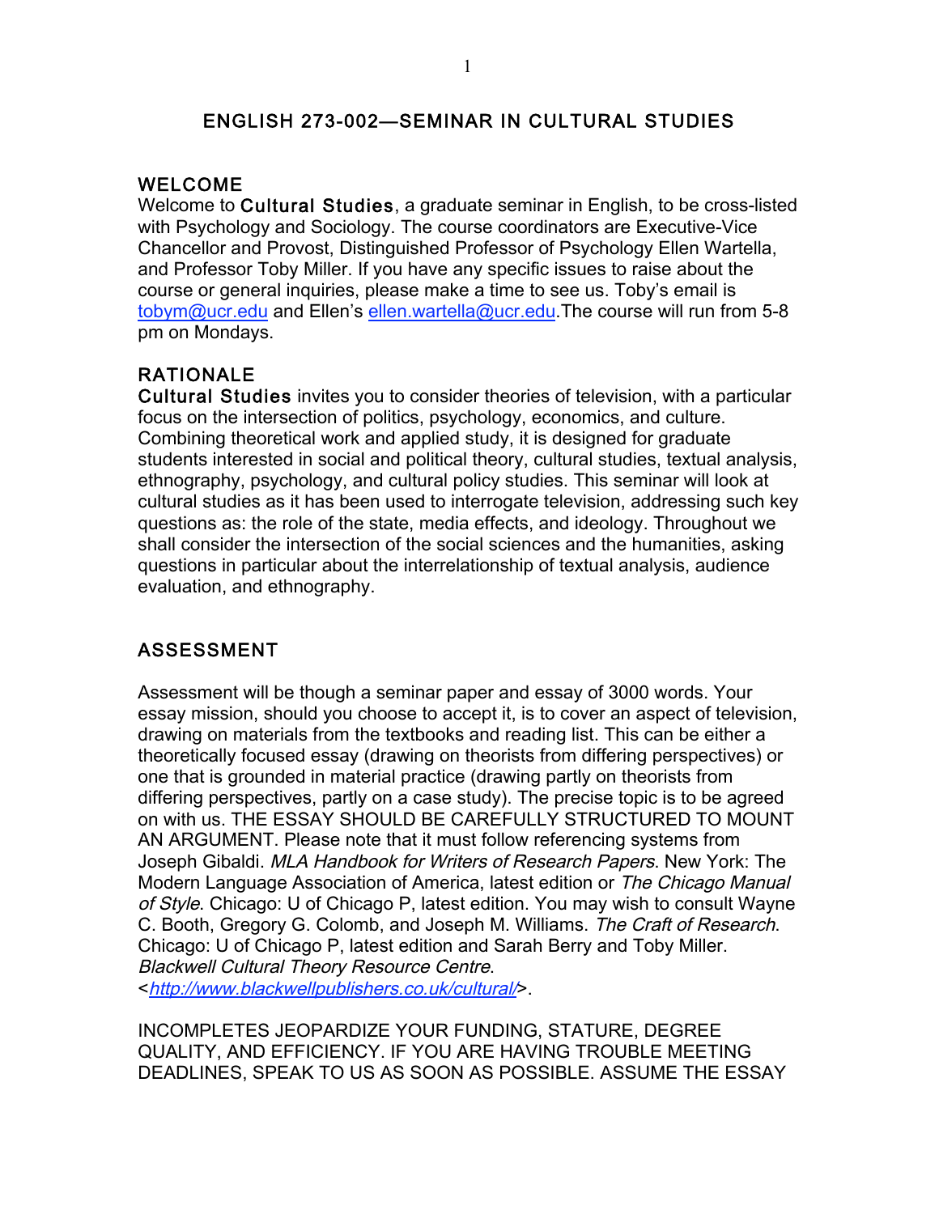# ENGLISH 273-002—SEMINAR IN CULTURAL STUDIES

## WELCOME

Welcome to **Cultural Studies**, a graduate seminar in English, to be cross-listed with Psychology and Sociology. The course coordinators are Executive-Vice Chancellor and Provost, Distinguished Professor of Psychology Ellen Wartella, and Professor Toby Miller. If you have any specific issues to raise about the course or general inquiries, please make a time to see us. Toby's email is tobym@ucr.edu and Ellen's ellen.wartella@ucr.edu.The course will run from 5-8 pm on Mondays.

## RATIONALE

**Cultural Studies** invites you to consider theories of television, with a particular focus on the intersection of politics, psychology, economics, and culture. Combining theoretical work and applied study, it is designed for graduate students interested in social and political theory, cultural studies, textual analysis, ethnography, psychology, and cultural policy studies. This seminar will look at cultural studies as it has been used to interrogate television, addressing such key questions as: the role of the state, media effects, and ideology. Throughout we shall consider the intersection of the social sciences and the humanities, asking questions in particular about the interrelationship of textual analysis, audience evaluation, and ethnography.

## ASSESSMENT

Assessment will be though a seminar paper and essay of 3000 words. Your essay mission, should you choose to accept it, is to cover an aspect of television, drawing on materials from the textbooks and reading list. This can be either a theoretically focused essay (drawing on theorists from differing perspectives) or one that is grounded in material practice (drawing partly on theorists from differing perspectives, partly on a case study). The precise topic is to be agreed on with us. THE ESSAY SHOULD BE CAREFULLY STRUCTURED TO MOUNT AN ARGUMENT. Please note that it must follow referencing systems from Joseph Gibaldi. *MLA Handbook for Writers of Research Papers*. New York: The Modern Language Association of America, latest edition or *The Chicago Manual of Style*. Chicago: U of Chicago P, latest edition. You may wish to consult Wayne C. Booth, Gregory G. Colomb, and Joseph M. Williams. *The Craft of Research*. Chicago: U of Chicago P, latest edition and Sarah Berry and Toby Miller. *Blackwell Cultural Theory Resource Centre*. <*http://www.blackwellpublishers.co.uk/cultural/*>.

INCOMPLETES JEOPARDIZE YOUR FUNDING, STATURE, DEGREE QUALITY, AND EFFICIENCY. IF YOU ARE HAVING TROUBLE MEETING DEADLINES, SPEAK TO US AS SOON AS POSSIBLE. ASSUME THE ESSAY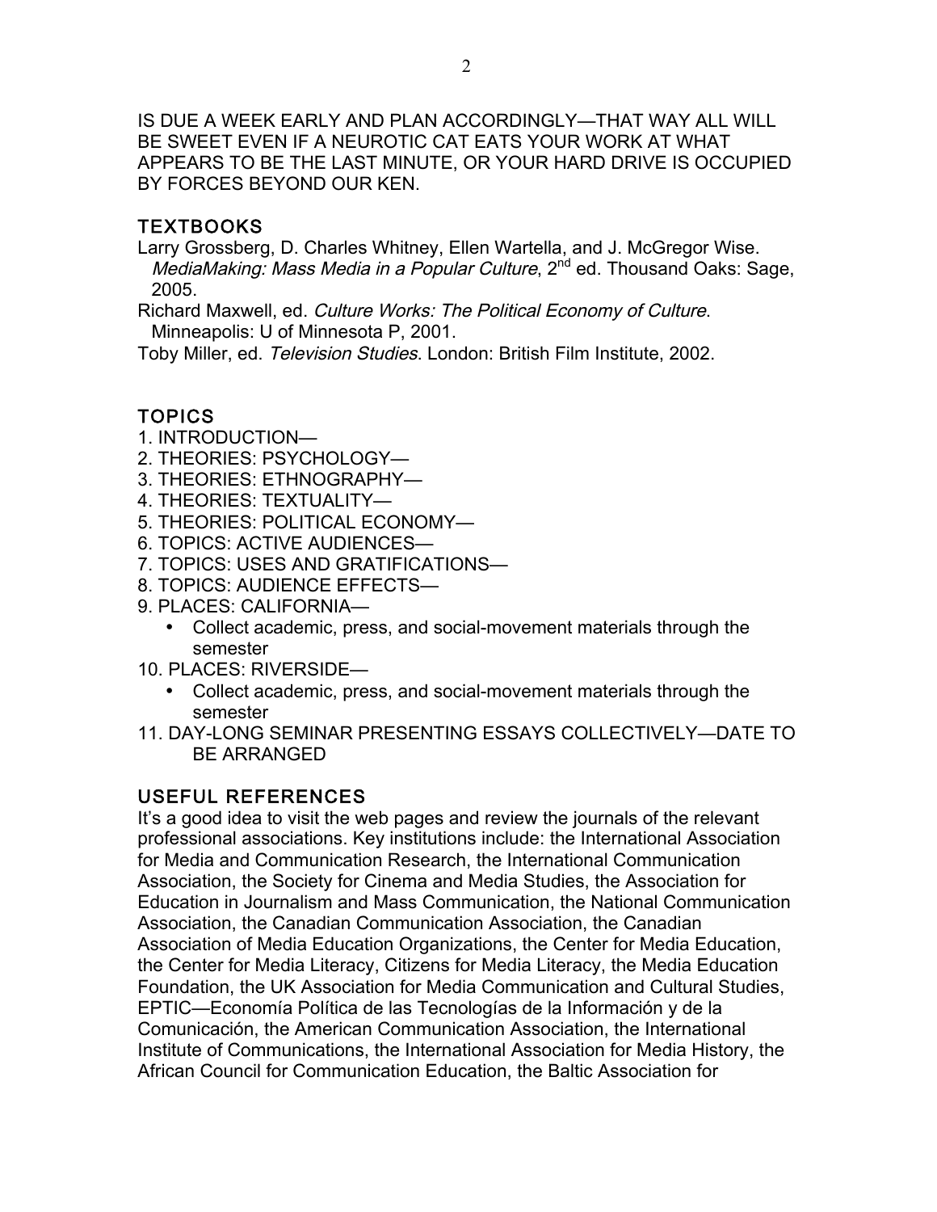IS DUE A WEEK EARLY AND PLAN ACCORDINGLY—THAT WAY ALL WILL BE SWEET EVEN IF A NEUROTIC CAT EATS YOUR WORK AT WHAT APPEARS TO BE THE LAST MINUTE, OR YOUR HARD DRIVE IS OCCUPIED BY FORCES BEYOND OUR KEN.

## TEXTBOOKS

Larry Grossberg, D. Charles Whitney, Ellen Wartella, and J. McGregor Wise. *MediaMaking: Mass Media in a Popular Culture*, 2nd ed. Thousand Oaks: Sage, 2005.

Richard Maxwell, ed. *Culture Works: The Political Economy of Culture*. Minneapolis: U of Minnesota P, 2001.

Toby Miller, ed. *Television Studies*. London: British Film Institute, 2002.

## TOPICS

1. INTRODUCTION—
2. THEORIES: PSYCHOLOGY—
3. THEORIES: ETHNOGRAPHY—
4. THEORIES: TEXTUALITY—
5. THEORIES: POLITICAL ECONOMY—
6. TOPICS: ACTIVE AUDIENCES—
7. TOPICS: USES AND GRATIFICATIONS—
8. TOPICS: AUDIENCE EFFECTS—
9. PLACES: CALIFORNIA—
   - Collect academic, press, and social-movement materials through the semester
10. PLACES: RIVERSIDE—
    - Collect academic, press, and social-movement materials through the semester
11. DAY-LONG SEMINAR PRESENTING ESSAYS COLLECTIVELY—DATE TO BE ARRANGED

## USEFUL REFERENCES

It's a good idea to visit the web pages and review the journals of the relevant professional associations. Key institutions include: the International Association for Media and Communication Research, the International Communication Association, the Society for Cinema and Media Studies, the Association for Education in Journalism and Mass Communication, the National Communication Association, the Canadian Communication Association, the Canadian Association of Media Education Organizations, the Center for Media Education, the Center for Media Literacy, Citizens for Media Literacy, the Media Education Foundation, the UK Association for Media Communication and Cultural Studies, EPTIC—Economía Política de las Tecnologías de la Información y de la Comunicación, the American Communication Association, the International Institute of Communications, the International Association for Media History, the African Council for Communication Education, the Baltic Association for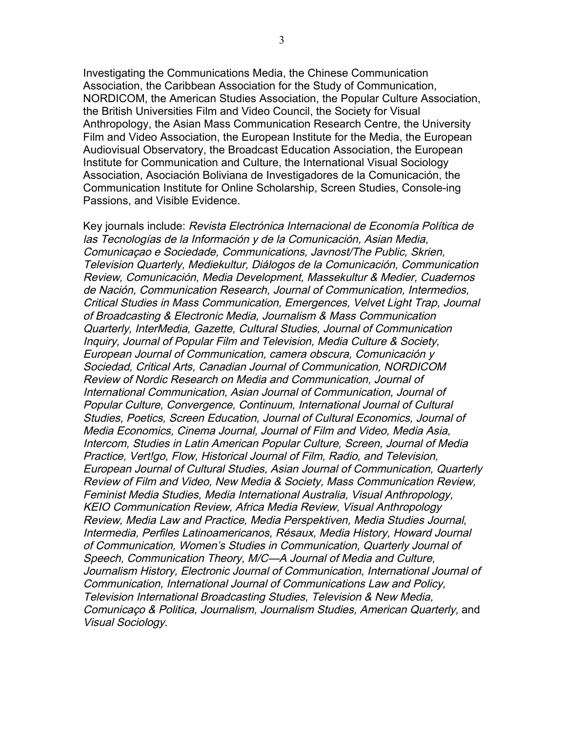Investigating the Communications Media, the Chinese Communication Association, the Caribbean Association for the Study of Communication, NORDICOM, the American Studies Association, the Popular Culture Association, the British Universities Film and Video Council, the Society for Visual Anthropology, the Asian Mass Communication Research Centre, the University Film and Video Association, the European Institute for the Media, the European Audiovisual Observatory, the Broadcast Education Association, the European Institute for Communication and Culture, the International Visual Sociology Association, Asociación Boliviana de Investigadores de la Comunicación, the Communication Institute for Online Scholarship, Screen Studies, Console-ing Passions, and Visible Evidence.

Key journals include: *Revista Electrónica Internacional de Economía Política de las Tecnologías de la Información y de la Comunicación, Asian Media, Comunicaçao e Sociedade, Communications, Javnost/The Public, Skrien, Television Quarterly, Mediekultur, Diálogos de la Comunicación, Communication Review, Comunicación, Media Development, Massekultur & Medier, Cuadernos de Nación, Communication Research, Journal of Communication, Intermedios, Critical Studies in Mass Communication, Emergences, Velvet Light Trap, Journal of Broadcasting & Electronic Media, Journalism & Mass Communication Quarterly, InterMedia, Gazette, Cultural Studies, Journal of Communication Inquiry, Journal of Popular Film and Television, Media Culture & Society, European Journal of Communication, camera obscura, Comunicación y Sociedad, Critical Arts, Canadian Journal of Communication, NORDICOM Review of Nordic Research on Media and Communication, Journal of International Communication, Asian Journal of Communication, Journal of Popular Culture, Convergence, Continuum, International Journal of Cultural Studies, Poetics, Screen Education, Journal of Cultural Economics, Journal of Media Economics, Cinema Journal, Journal of Film and Video, Media Asia, Intercom, Studies in Latin American Popular Culture, Screen, Journal of Media Practice, Vert!go, Flow, Historical Journal of Film, Radio, and Television, European Journal of Cultural Studies, Asian Journal of Communication, Quarterly Review of Film and Video, New Media & Society, Mass Communication Review, Feminist Media Studies, Media International Australia, Visual Anthropology, KEIO Communication Review, Africa Media Review, Visual Anthropology Review, Media Law and Practice, Media Perspektiven, Media Studies Journal, Intermedia, Perfiles Latinoamericanos, Résaux, Media History, Howard Journal of Communication, Women's Studies in Communication, Quarterly Journal of Speech, Communication Theory, M/C—A Journal of Media and Culture, Journalism History, Electronic Journal of Communication, International Journal of Communication, International Journal of Communications Law and Policy, Television International Broadcasting Studies, Television & New Media, Comunicaço & Politica, Journalism, Journalism Studies, American Quarterly,* and *Visual Sociology*.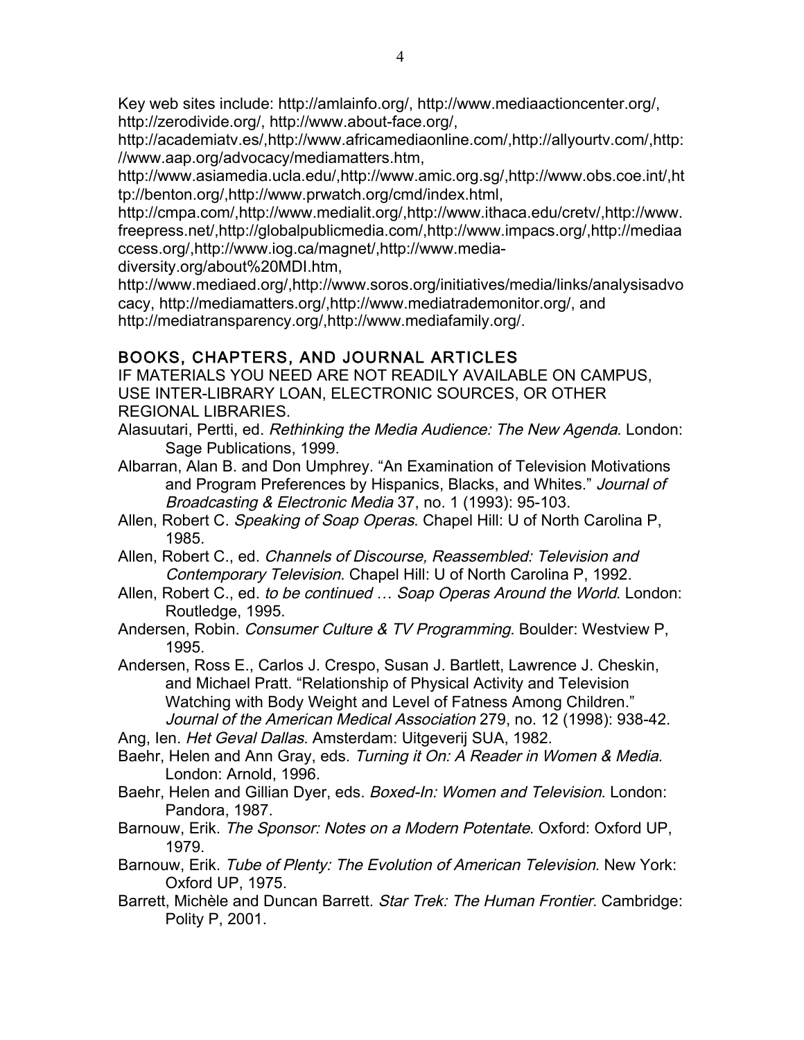Key web sites include: http://amlainfo.org/, http://www.mediaactioncenter.org/, http://zerodivide.org/, http://www.about-face.org/, http://academiatv.es/,http://www.africamediaonline.com/,http://allyourtv.com/,http://www.aap.org/advocacy/mediamatters.htm, http://www.asiamedia.ucla.edu/,http://www.amic.org.sg/,http://www.obs.coe.int/,http://benton.org/,http://www.prwatch.org/cmd/index.html, http://cmpa.com/,http://www.medialit.org/,http://www.ithaca.edu/cretv/,http://www.freepress.net/,http://globalpublicmedia.com/,http://www.impacs.org/,http://mediaaccess.org/,http://www.iog.ca/magnet/,http://www.media-diversity.org/about%20MDI.htm, http://www.mediaed.org/,http://www.soros.org/initiatives/media/links/analysisadvocacy, http://mediamatters.org/,http://www.mediatrademonitor.org/, and http://mediatransparency.org/,http://www.mediafamily.org/.

## BOOKS, CHAPTERS, AND JOURNAL ARTICLES

IF MATERIALS YOU NEED ARE NOT READILY AVAILABLE ON CAMPUS, USE INTER-LIBRARY LOAN, ELECTRONIC SOURCES, OR OTHER REGIONAL LIBRARIES.

Alasuutari, Pertti, ed. *Rethinking the Media Audience: The New Agenda*. London: Sage Publications, 1999.

Albarran, Alan B. and Don Umphrey. "An Examination of Television Motivations and Program Preferences by Hispanics, Blacks, and Whites." *Journal of Broadcasting & Electronic Media* 37, no. 1 (1993): 95-103.

Allen, Robert C. *Speaking of Soap Operas*. Chapel Hill: U of North Carolina P, 1985.

Allen, Robert C., ed. *Channels of Discourse, Reassembled: Television and Contemporary Television*. Chapel Hill: U of North Carolina P, 1992.

Allen, Robert C., ed. *to be continued … Soap Operas Around the World*. London: Routledge, 1995.

Andersen, Robin. *Consumer Culture & TV Programming*. Boulder: Westview P, 1995.

Andersen, Ross E., Carlos J. Crespo, Susan J. Bartlett, Lawrence J. Cheskin, and Michael Pratt. "Relationship of Physical Activity and Television Watching with Body Weight and Level of Fatness Among Children." *Journal of the American Medical Association* 279, no. 12 (1998): 938-42.

Ang, Ien. *Het Geval Dallas*. Amsterdam: Uitgeverij SUA, 1982.

Baehr, Helen and Ann Gray, eds. *Turning it On: A Reader in Women & Media*. London: Arnold, 1996.

Baehr, Helen and Gillian Dyer, eds. *Boxed-In: Women and Television*. London: Pandora, 1987.

Barnouw, Erik. *The Sponsor: Notes on a Modern Potentate*. Oxford: Oxford UP, 1979.

Barnouw, Erik. *Tube of Plenty: The Evolution of American Television*. New York: Oxford UP, 1975.

Barrett, Michèle and Duncan Barrett. *Star Trek: The Human Frontier*. Cambridge: Polity P, 2001.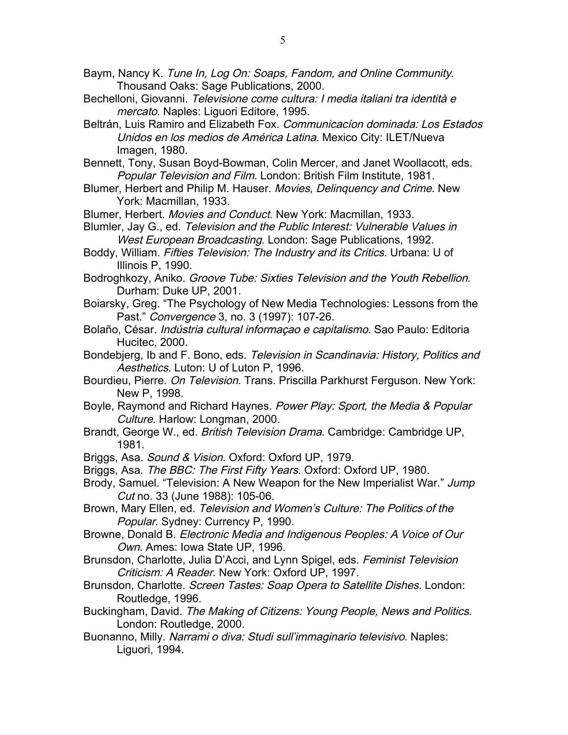Baym, Nancy K. *Tune In, Log On: Soaps, Fandom, and Online Community*. Thousand Oaks: Sage Publications, 2000.

Bechelloni, Giovanni. *Televisione come cultura: I media italiani tra identità e mercato*. Naples: Liguori Editore, 1995.

Beltrán, Luis Ramiro and Elizabeth Fox. *Communicacíon dominada: Los Estados Unidos en los medios de América Latina*. Mexico City: ILET/Nueva Imagen, 1980.

Bennett, Tony, Susan Boyd-Bowman, Colin Mercer, and Janet Woollacott, eds. *Popular Television and Film*. London: British Film Institute, 1981.

Blumer, Herbert and Philip M. Hauser. *Movies, Delinquency and Crime*. New York: Macmillan, 1933.

Blumer, Herbert. *Movies and Conduct*. New York: Macmillan, 1933.

Blumler, Jay G., ed. *Television and the Public Interest: Vulnerable Values in West European Broadcasting*. London: Sage Publications, 1992.

Boddy, William. *Fifties Television: The Industry and its Critics*. Urbana: U of Illinois P, 1990.

Bodroghkozy, Aniko. *Groove Tube: Sixties Television and the Youth Rebellion*. Durham: Duke UP, 2001.

Boiarsky, Greg. "The Psychology of New Media Technologies: Lessons from the Past." *Convergence* 3, no. 3 (1997): 107-26.

Bolaño, César. *Indústria cultural informaçao e capitalismo*. Sao Paulo: Editoria Hucitec, 2000.

Bondebjerg, Ib and F. Bono, eds. *Television in Scandinavia: History, Politics and Aesthetics*. Luton: U of Luton P, 1996.

Bourdieu, Pierre. *On Television*. Trans. Priscilla Parkhurst Ferguson. New York: New P, 1998.

Boyle, Raymond and Richard Haynes. *Power Play: Sport, the Media & Popular Culture*. Harlow: Longman, 2000.

Brandt, George W., ed. *British Television Drama*. Cambridge: Cambridge UP, 1981.

Briggs, Asa. *Sound & Vision*. Oxford: Oxford UP, 1979.

Briggs, Asa. *The BBC: The First Fifty Years*. Oxford: Oxford UP, 1980.

Brody, Samuel. "Television: A New Weapon for the New Imperialist War." *Jump Cut* no. 33 (June 1988): 105-06.

Brown, Mary Ellen, ed. *Television and Women's Culture: The Politics of the Popular*. Sydney: Currency P, 1990.

Browne, Donald B. *Electronic Media and Indigenous Peoples: A Voice of Our Own*. Ames: Iowa State UP, 1996.

Brunsdon, Charlotte, Julia D'Acci, and Lynn Spigel, eds. *Feminist Television Criticism: A Reader*. New York: Oxford UP, 1997.

Brunsdon, Charlotte. *Screen Tastes: Soap Opera to Satellite Dishes*. London: Routledge, 1996.

Buckingham, David. *The Making of Citizens: Young People, News and Politics*. London: Routledge, 2000.

Buonanno, Milly. *Narrami o diva: Studi sull'immaginario televisivo*. Naples: Liguori, 1994.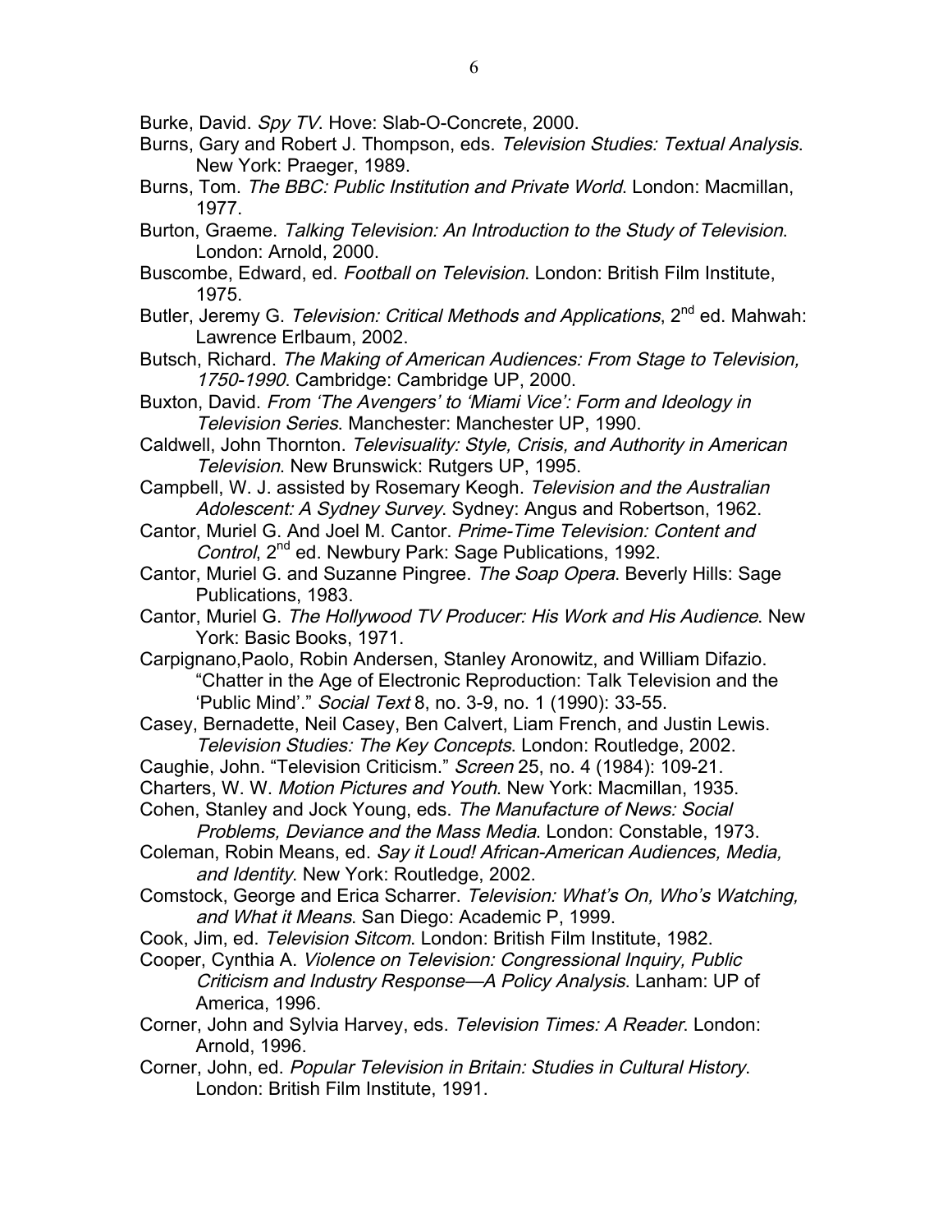Burke, David. *Spy TV*. Hove: Slab-O-Concrete, 2000.

Burns, Gary and Robert J. Thompson, eds. *Television Studies: Textual Analysis*. New York: Praeger, 1989.

Burns, Tom. *The BBC: Public Institution and Private World*. London: Macmillan, 1977.

Burton, Graeme. *Talking Television: An Introduction to the Study of Television*. London: Arnold, 2000.

Buscombe, Edward, ed. *Football on Television*. London: British Film Institute, 1975.

Butler, Jeremy G. *Television: Critical Methods and Applications*, 2nd ed. Mahwah: Lawrence Erlbaum, 2002.

Butsch, Richard. *The Making of American Audiences: From Stage to Television, 1750-1990*. Cambridge: Cambridge UP, 2000.

Buxton, David. *From 'The Avengers' to 'Miami Vice': Form and Ideology in Television Series*. Manchester: Manchester UP, 1990.

Caldwell, John Thornton. *Televisuality: Style, Crisis, and Authority in American Television*. New Brunswick: Rutgers UP, 1995.

Campbell, W. J. assisted by Rosemary Keogh. *Television and the Australian Adolescent: A Sydney Survey*. Sydney: Angus and Robertson, 1962.

Cantor, Muriel G. And Joel M. Cantor. *Prime-Time Television: Content and Control*, 2nd ed. Newbury Park: Sage Publications, 1992.

Cantor, Muriel G. and Suzanne Pingree. *The Soap Opera*. Beverly Hills: Sage Publications, 1983.

Cantor, Muriel G. *The Hollywood TV Producer: His Work and His Audience*. New York: Basic Books, 1971.

Carpignano,Paolo, Robin Andersen, Stanley Aronowitz, and William Difazio. "Chatter in the Age of Electronic Reproduction: Talk Television and the 'Public Mind'." *Social Text* 8, no. 3-9, no. 1 (1990): 33-55.

Casey, Bernadette, Neil Casey, Ben Calvert, Liam French, and Justin Lewis. *Television Studies: The Key Concepts*. London: Routledge, 2002.

Caughie, John. "Television Criticism." *Screen* 25, no. 4 (1984): 109-21.

Charters, W. W. *Motion Pictures and Youth*. New York: Macmillan, 1935.

Cohen, Stanley and Jock Young, eds. *The Manufacture of News: Social Problems, Deviance and the Mass Media*. London: Constable, 1973.

Coleman, Robin Means, ed. *Say it Loud! African-American Audiences, Media, and Identity*. New York: Routledge, 2002.

Comstock, George and Erica Scharrer. *Television: What's On, Who's Watching, and What it Means*. San Diego: Academic P, 1999.

Cook, Jim, ed. *Television Sitcom*. London: British Film Institute, 1982.

Cooper, Cynthia A. *Violence on Television: Congressional Inquiry, Public Criticism and Industry Response—A Policy Analysis*. Lanham: UP of America, 1996.

Corner, John and Sylvia Harvey, eds. *Television Times: A Reader*. London: Arnold, 1996.

Corner, John, ed. *Popular Television in Britain: Studies in Cultural History*. London: British Film Institute, 1991.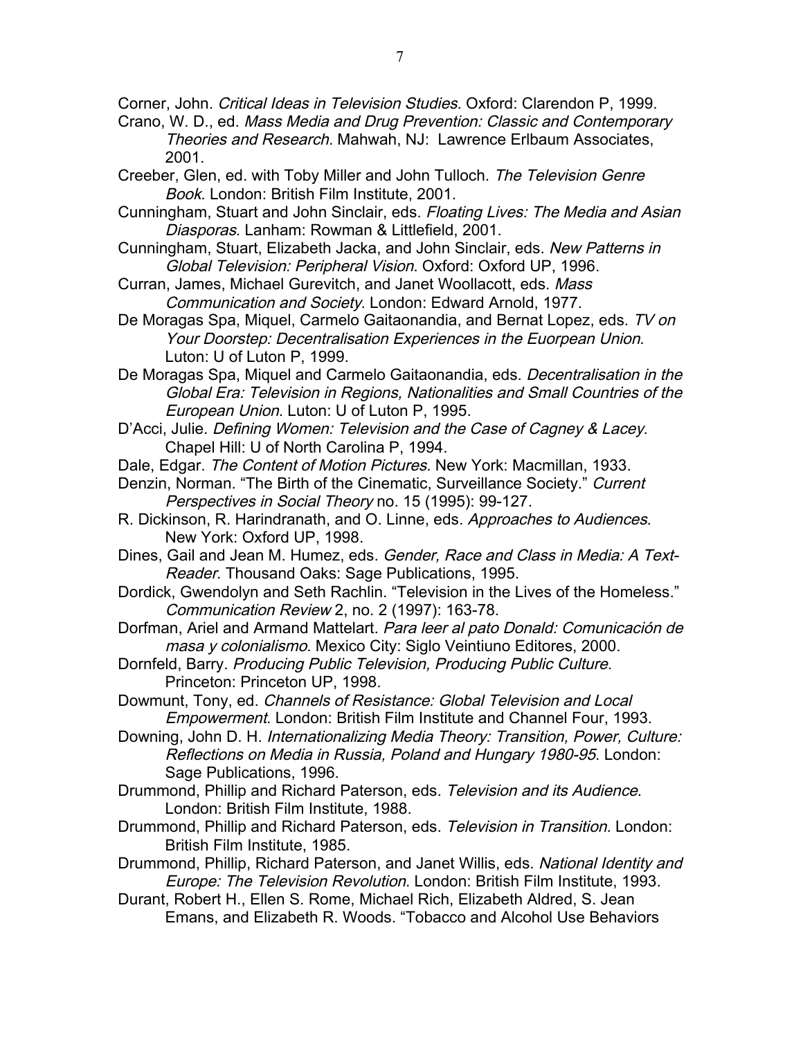Corner, John. *Critical Ideas in Television Studies*. Oxford: Clarendon P, 1999.

Crano, W. D., ed. *Mass Media and Drug Prevention: Classic and Contemporary Theories and Research.* Mahwah, NJ: Lawrence Erlbaum Associates, 2001.

Creeber, Glen, ed. with Toby Miller and John Tulloch. *The Television Genre Book*. London: British Film Institute, 2001.

Cunningham, Stuart and John Sinclair, eds. *Floating Lives: The Media and Asian Diasporas*. Lanham: Rowman & Littlefield, 2001.

Cunningham, Stuart, Elizabeth Jacka, and John Sinclair, eds. *New Patterns in Global Television: Peripheral Vision*. Oxford: Oxford UP, 1996.

Curran, James, Michael Gurevitch, and Janet Woollacott, eds. *Mass Communication and Society*. London: Edward Arnold, 1977.

De Moragas Spa, Miquel, Carmelo Gaitaonandia, and Bernat Lopez, eds. *TV on Your Doorstep: Decentralisation Experiences in the Euorpean Union*. Luton: U of Luton P, 1999.

De Moragas Spa, Miquel and Carmelo Gaitaonandia, eds. *Decentralisation in the Global Era: Television in Regions, Nationalities and Small Countries of the European Union*. Luton: U of Luton P, 1995.

D'Acci, Julie. *Defining Women: Television and the Case of Cagney & Lacey*. Chapel Hill: U of North Carolina P, 1994.

Dale, Edgar. *The Content of Motion Pictures*. New York: Macmillan, 1933.

Denzin, Norman. "The Birth of the Cinematic, Surveillance Society." *Current Perspectives in Social Theory* no. 15 (1995): 99-127.

R. Dickinson, R. Harindranath, and O. Linne, eds. *Approaches to Audiences*. New York: Oxford UP, 1998.

Dines, Gail and Jean M. Humez, eds. *Gender, Race and Class in Media: A Text-Reader*. Thousand Oaks: Sage Publications, 1995.

Dordick, Gwendolyn and Seth Rachlin. "Television in the Lives of the Homeless." *Communication Review* 2, no. 2 (1997): 163-78.

Dorfman, Ariel and Armand Mattelart. *Para leer al pato Donald: Comunicación de masa y colonialismo*. Mexico City: Siglo Veintiuno Editores, 2000.

Dornfeld, Barry. *Producing Public Television, Producing Public Culture*. Princeton: Princeton UP, 1998.

Dowmunt, Tony, ed. *Channels of Resistance: Global Television and Local Empowerment*. London: British Film Institute and Channel Four, 1993.

Downing, John D. H. *Internationalizing Media Theory: Transition, Power, Culture: Reflections on Media in Russia, Poland and Hungary 1980-95*. London: Sage Publications, 1996.

Drummond, Phillip and Richard Paterson, eds. *Television and its Audience*. London: British Film Institute, 1988.

Drummond, Phillip and Richard Paterson, eds. *Television in Transition*. London: British Film Institute, 1985.

Drummond, Phillip, Richard Paterson, and Janet Willis, eds. *National Identity and Europe: The Television Revolution*. London: British Film Institute, 1993.

Durant, Robert H., Ellen S. Rome, Michael Rich, Elizabeth Aldred, S. Jean Emans, and Elizabeth R. Woods. "Tobacco and Alcohol Use Behaviors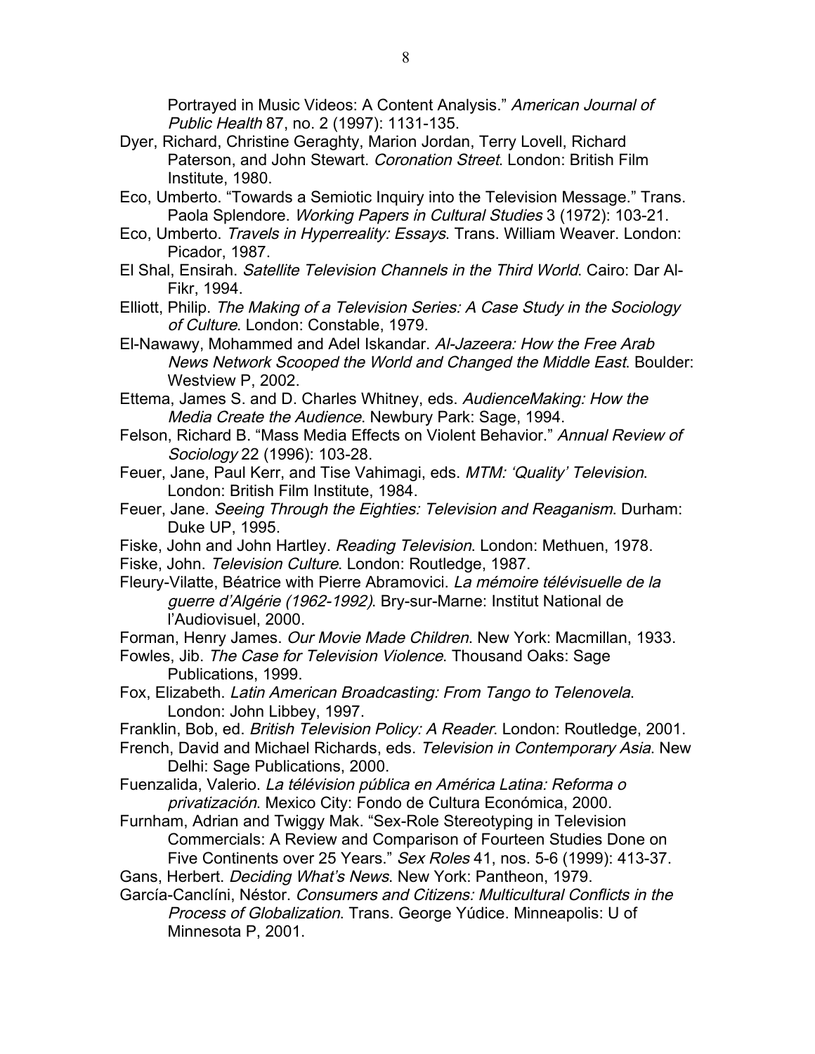Portrayed in Music Videos: A Content Analysis." *American Journal of Public Health* 87, no. 2 (1997): 1131-135.

Dyer, Richard, Christine Geraghty, Marion Jordan, Terry Lovell, Richard Paterson, and John Stewart. *Coronation Street*. London: British Film Institute, 1980.

Eco, Umberto. "Towards a Semiotic Inquiry into the Television Message." Trans. Paola Splendore. *Working Papers in Cultural Studies* 3 (1972): 103-21.

Eco, Umberto. *Travels in Hyperreality: Essays*. Trans. William Weaver. London: Picador, 1987.

El Shal, Ensirah. *Satellite Television Channels in the Third World*. Cairo: Dar Al-Fikr, 1994.

Elliott, Philip. *The Making of a Television Series: A Case Study in the Sociology of Culture*. London: Constable, 1979.

El-Nawawy, Mohammed and Adel Iskandar. *Al-Jazeera: How the Free Arab News Network Scooped the World and Changed the Middle East*. Boulder: Westview P, 2002.

Ettema, James S. and D. Charles Whitney, eds. *AudienceMaking: How the Media Create the Audience*. Newbury Park: Sage, 1994.

Felson, Richard B. "Mass Media Effects on Violent Behavior." *Annual Review of Sociology* 22 (1996): 103-28.

Feuer, Jane, Paul Kerr, and Tise Vahimagi, eds. *MTM: 'Quality' Television*. London: British Film Institute, 1984.

Feuer, Jane. *Seeing Through the Eighties: Television and Reaganism*. Durham: Duke UP, 1995.

Fiske, John and John Hartley. *Reading Television*. London: Methuen, 1978.

Fiske, John. *Television Culture*. London: Routledge, 1987.

Fleury-Vilatte, Béatrice with Pierre Abramovici. *La mémoire télévisuelle de la guerre d'Algérie (1962-1992)*. Bry-sur-Marne: Institut National de l'Audiovisuel, 2000.

Forman, Henry James. *Our Movie Made Children*. New York: Macmillan, 1933.

Fowles, Jib. *The Case for Television Violence*. Thousand Oaks: Sage Publications, 1999.

Fox, Elizabeth. *Latin American Broadcasting: From Tango to Telenovela*. London: John Libbey, 1997.

Franklin, Bob, ed. *British Television Policy: A Reader*. London: Routledge, 2001.

French, David and Michael Richards, eds. *Television in Contemporary Asia*. New Delhi: Sage Publications, 2000.

Fuenzalida, Valerio. *La télévision pública en América Latina: Reforma o privatización*. Mexico City: Fondo de Cultura Económica, 2000.

Furnham, Adrian and Twiggy Mak. "Sex-Role Stereotyping in Television Commercials: A Review and Comparison of Fourteen Studies Done on Five Continents over 25 Years." *Sex Roles* 41, nos. 5-6 (1999): 413-37.

Gans, Herbert. *Deciding What's News*. New York: Pantheon, 1979.

García-Canclíni, Néstor. *Consumers and Citizens: Multicultural Conflicts in the Process of Globalization*. Trans. George Yúdice. Minneapolis: U of Minnesota P, 2001.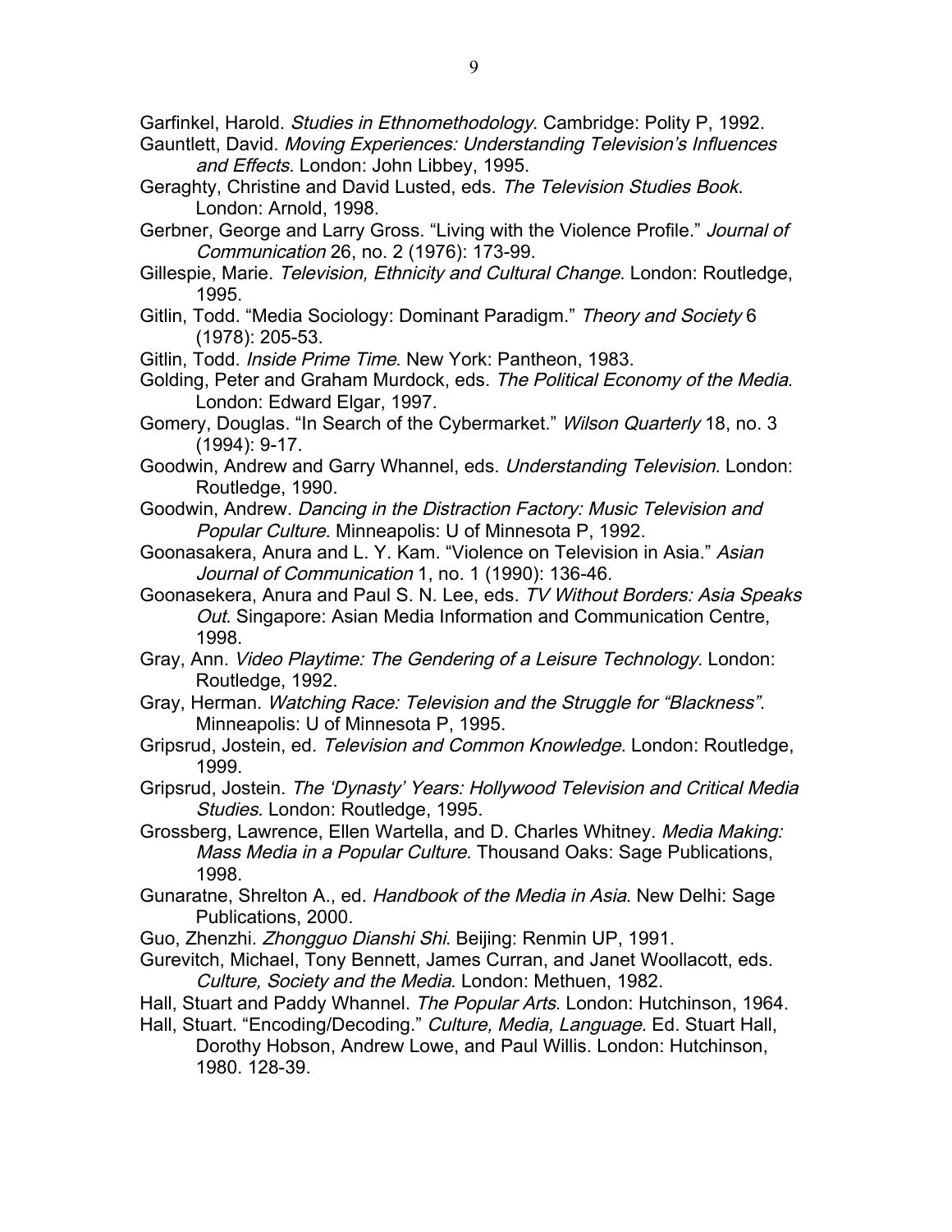Garfinkel, Harold. *Studies in Ethnomethodology*. Cambridge: Polity P, 1992.

Gauntlett, David. *Moving Experiences: Understanding Television's Influences and Effects*. London: John Libbey, 1995.

Geraghty, Christine and David Lusted, eds. *The Television Studies Book*. London: Arnold, 1998.

Gerbner, George and Larry Gross. "Living with the Violence Profile." *Journal of Communication* 26, no. 2 (1976): 173-99.

Gillespie, Marie. *Television, Ethnicity and Cultural Change*. London: Routledge, 1995.

Gitlin, Todd. "Media Sociology: Dominant Paradigm." *Theory and Society* 6 (1978): 205-53.

Gitlin, Todd. *Inside Prime Time*. New York: Pantheon, 1983.

Golding, Peter and Graham Murdock, eds. *The Political Economy of the Media*. London: Edward Elgar, 1997.

Gomery, Douglas. "In Search of the Cybermarket." *Wilson Quarterly* 18, no. 3 (1994): 9-17.

Goodwin, Andrew and Garry Whannel, eds. *Understanding Television*. London: Routledge, 1990.

Goodwin, Andrew. *Dancing in the Distraction Factory: Music Television and Popular Culture*. Minneapolis: U of Minnesota P, 1992.

Goonasakera, Anura and L. Y. Kam. "Violence on Television in Asia." *Asian Journal of Communication* 1, no. 1 (1990): 136-46.

Goonasekera, Anura and Paul S. N. Lee, eds. *TV Without Borders: Asia Speaks Out*. Singapore: Asian Media Information and Communication Centre, 1998.

Gray, Ann. *Video Playtime: The Gendering of a Leisure Technology*. London: Routledge, 1992.

Gray, Herman. *Watching Race: Television and the Struggle for "Blackness"*. Minneapolis: U of Minnesota P, 1995.

Gripsrud, Jostein, ed. *Television and Common Knowledge*. London: Routledge, 1999.

Gripsrud, Jostein. *The 'Dynasty' Years: Hollywood Television and Critical Media Studies*. London: Routledge, 1995.

Grossberg, Lawrence, Ellen Wartella, and D. Charles Whitney. *Media Making: Mass Media in a Popular Culture*. Thousand Oaks: Sage Publications, 1998.

Gunaratne, Shrelton A., ed. *Handbook of the Media in Asia*. New Delhi: Sage Publications, 2000.

Guo, Zhenzhi. *Zhongguo Dianshi Shi*. Beijing: Renmin UP, 1991.

Gurevitch, Michael, Tony Bennett, James Curran, and Janet Woollacott, eds. *Culture, Society and the Media*. London: Methuen, 1982.

Hall, Stuart and Paddy Whannel. *The Popular Arts*. London: Hutchinson, 1964.

Hall, Stuart. "Encoding/Decoding." *Culture, Media, Language*. Ed. Stuart Hall, Dorothy Hobson, Andrew Lowe, and Paul Willis. London: Hutchinson, 1980. 128-39.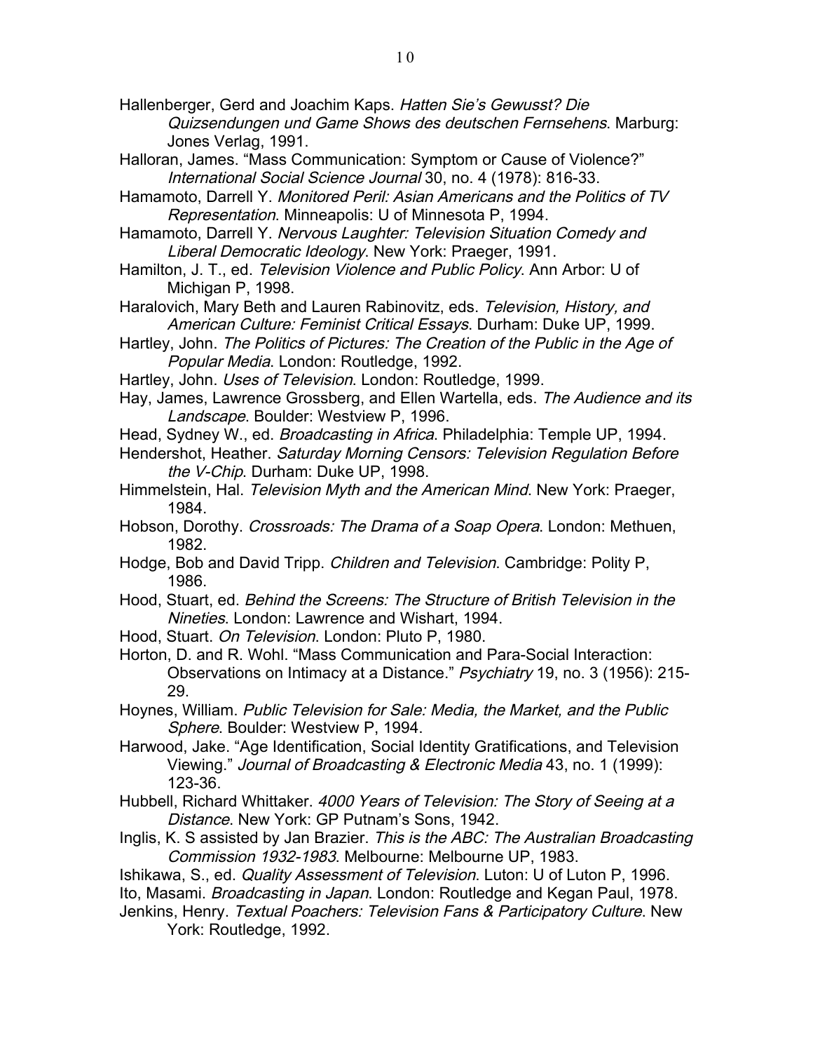Hallenberger, Gerd and Joachim Kaps. *Hatten Sie's Gewusst? Die Quizsendungen und Game Shows des deutschen Fernsehens*. Marburg: Jones Verlag, 1991.

Halloran, James. "Mass Communication: Symptom or Cause of Violence?" *International Social Science Journal* 30, no. 4 (1978): 816-33.

Hamamoto, Darrell Y. *Monitored Peril: Asian Americans and the Politics of TV Representation*. Minneapolis: U of Minnesota P, 1994.

Hamamoto, Darrell Y. *Nervous Laughter: Television Situation Comedy and Liberal Democratic Ideology*. New York: Praeger, 1991.

Hamilton, J. T., ed. *Television Violence and Public Policy*. Ann Arbor: U of Michigan P, 1998.

Haralovich, Mary Beth and Lauren Rabinovitz, eds. *Television, History, and American Culture: Feminist Critical Essays*. Durham: Duke UP, 1999.

Hartley, John. *The Politics of Pictures: The Creation of the Public in the Age of Popular Media*. London: Routledge, 1992.

Hartley, John. *Uses of Television*. London: Routledge, 1999.

Hay, James, Lawrence Grossberg, and Ellen Wartella, eds. *The Audience and its Landscape*. Boulder: Westview P, 1996.

Head, Sydney W., ed. *Broadcasting in Africa*. Philadelphia: Temple UP, 1994.

Hendershot, Heather. *Saturday Morning Censors: Television Regulation Before the V-Chip*. Durham: Duke UP, 1998.

Himmelstein, Hal. *Television Myth and the American Mind*. New York: Praeger, 1984.

Hobson, Dorothy. *Crossroads: The Drama of a Soap Opera*. London: Methuen, 1982.

Hodge, Bob and David Tripp. *Children and Television*. Cambridge: Polity P, 1986.

Hood, Stuart, ed. *Behind the Screens: The Structure of British Television in the Nineties*. London: Lawrence and Wishart, 1994.

Hood, Stuart. *On Television*. London: Pluto P, 1980.

Horton, D. and R. Wohl. "Mass Communication and Para-Social Interaction: Observations on Intimacy at a Distance." *Psychiatry* 19, no. 3 (1956): 215-29.

Hoynes, William. *Public Television for Sale: Media, the Market, and the Public Sphere*. Boulder: Westview P, 1994.

Harwood, Jake. "Age Identification, Social Identity Gratifications, and Television Viewing." *Journal of Broadcasting & Electronic Media* 43, no. 1 (1999): 123-36.

Hubbell, Richard Whittaker. *4000 Years of Television: The Story of Seeing at a Distance*. New York: GP Putnam's Sons, 1942.

Inglis, K. S assisted by Jan Brazier. *This is the ABC: The Australian Broadcasting Commission 1932-1983*. Melbourne: Melbourne UP, 1983.

Ishikawa, S., ed. *Quality Assessment of Television*. Luton: U of Luton P, 1996.

Ito, Masami. *Broadcasting in Japan*. London: Routledge and Kegan Paul, 1978.

Jenkins, Henry. *Textual Poachers: Television Fans & Participatory Culture*. New York: Routledge, 1992.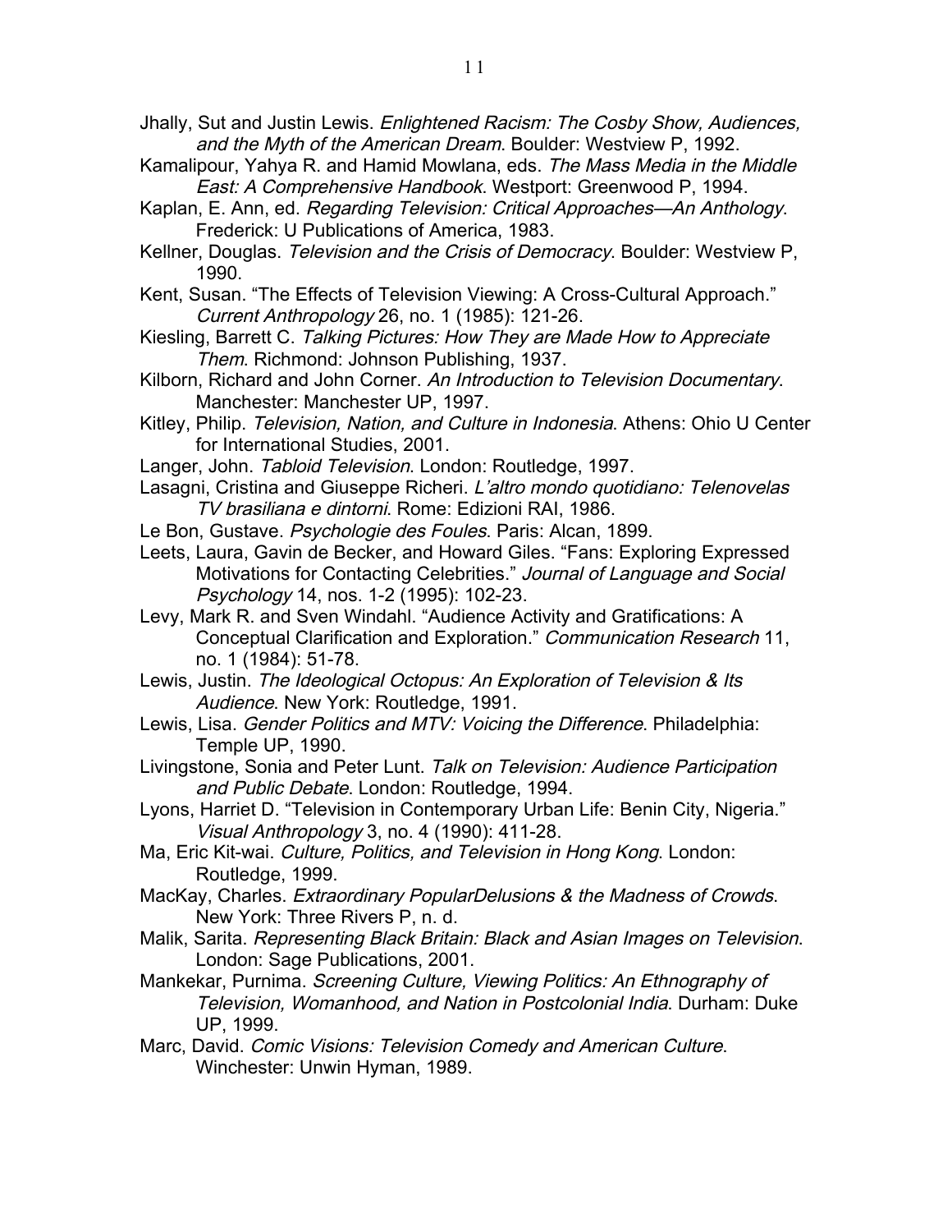Jhally, Sut and Justin Lewis. *Enlightened Racism: The Cosby Show, Audiences, and the Myth of the American Dream*. Boulder: Westview P, 1992.

Kamalipour, Yahya R. and Hamid Mowlana, eds. *The Mass Media in the Middle East: A Comprehensive Handbook*. Westport: Greenwood P, 1994.

Kaplan, E. Ann, ed. *Regarding Television: Critical Approaches—An Anthology*. Frederick: U Publications of America, 1983.

Kellner, Douglas. *Television and the Crisis of Democracy*. Boulder: Westview P, 1990.

Kent, Susan. "The Effects of Television Viewing: A Cross-Cultural Approach." *Current Anthropology* 26, no. 1 (1985): 121-26.

Kiesling, Barrett C. *Talking Pictures: How They are Made How to Appreciate Them*. Richmond: Johnson Publishing, 1937.

Kilborn, Richard and John Corner. *An Introduction to Television Documentary*. Manchester: Manchester UP, 1997.

Kitley, Philip. *Television, Nation, and Culture in Indonesia*. Athens: Ohio U Center for International Studies, 2001.

Langer, John. *Tabloid Television*. London: Routledge, 1997.

Lasagni, Cristina and Giuseppe Richeri. *L'altro mondo quotidiano: Telenovelas TV brasiliana e dintorni*. Rome: Edizioni RAI, 1986.

Le Bon, Gustave. *Psychologie des Foules*. Paris: Alcan, 1899.

Leets, Laura, Gavin de Becker, and Howard Giles. "Fans: Exploring Expressed Motivations for Contacting Celebrities." *Journal of Language and Social Psychology* 14, nos. 1-2 (1995): 102-23.

Levy, Mark R. and Sven Windahl. "Audience Activity and Gratifications: A Conceptual Clarification and Exploration." *Communication Research* 11, no. 1 (1984): 51-78.

Lewis, Justin. *The Ideological Octopus: An Exploration of Television & Its Audience*. New York: Routledge, 1991.

Lewis, Lisa. *Gender Politics and MTV: Voicing the Difference*. Philadelphia: Temple UP, 1990.

Livingstone, Sonia and Peter Lunt. *Talk on Television: Audience Participation and Public Debate*. London: Routledge, 1994.

Lyons, Harriet D. "Television in Contemporary Urban Life: Benin City, Nigeria." *Visual Anthropology* 3, no. 4 (1990): 411-28.

Ma, Eric Kit-wai. *Culture, Politics, and Television in Hong Kong*. London: Routledge, 1999.

MacKay, Charles. *Extraordinary PopularDelusions & the Madness of Crowds*. New York: Three Rivers P, n. d.

Malik, Sarita. *Representing Black Britain: Black and Asian Images on Television*. London: Sage Publications, 2001.

Mankekar, Purnima. *Screening Culture, Viewing Politics: An Ethnography of Television, Womanhood, and Nation in Postcolonial India*. Durham: Duke UP, 1999.

Marc, David. *Comic Visions: Television Comedy and American Culture*. Winchester: Unwin Hyman, 1989.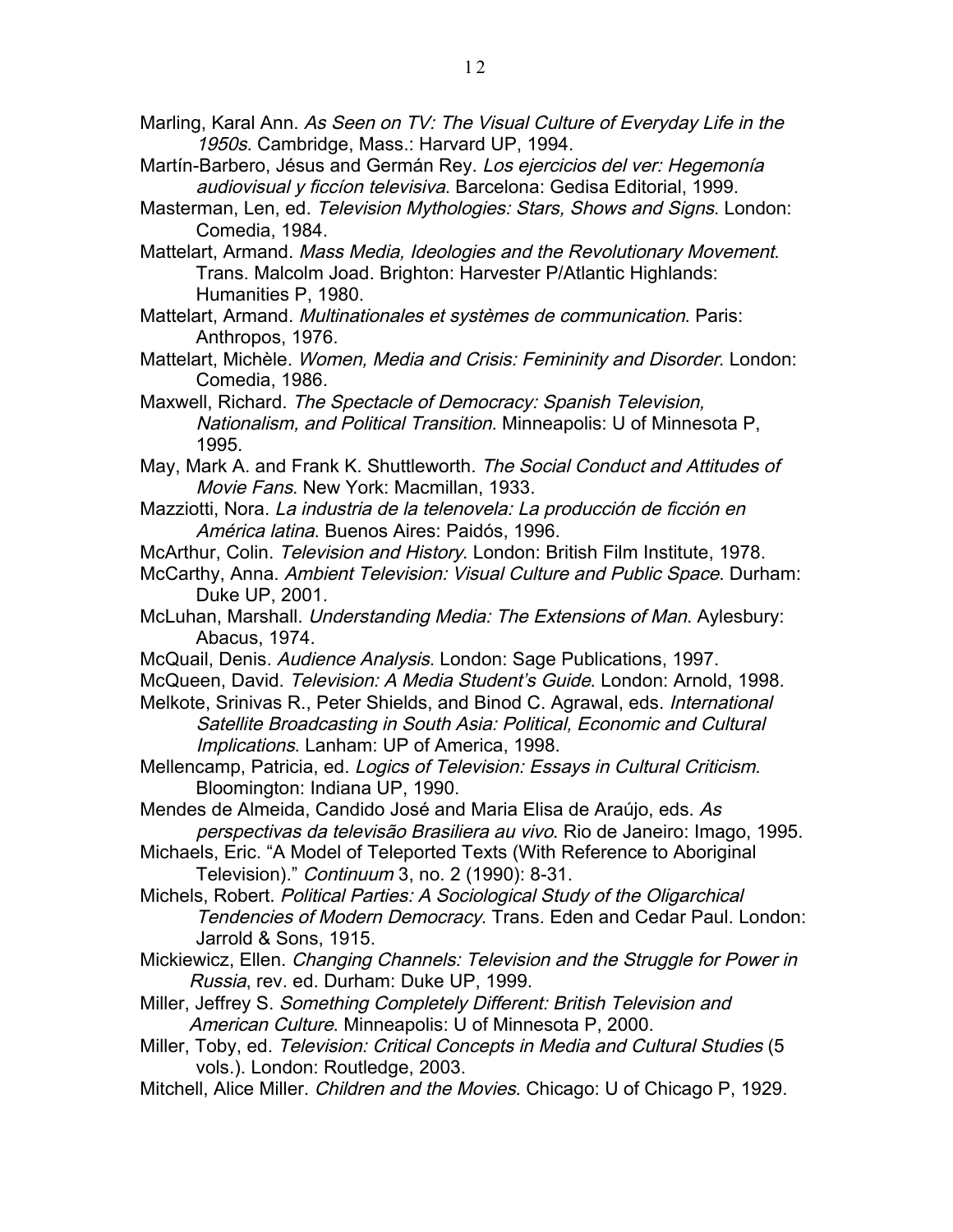Marling, Karal Ann. *As Seen on TV: The Visual Culture of Everyday Life in the 1950s*. Cambridge, Mass.: Harvard UP, 1994.

Martín-Barbero, Jésus and Germán Rey. *Los ejercicios del ver: Hegemonía audiovisual y ficcíon televisiva*. Barcelona: Gedisa Editorial, 1999.

Masterman, Len, ed. *Television Mythologies: Stars, Shows and Signs*. London: Comedia, 1984.

Mattelart, Armand. *Mass Media, Ideologies and the Revolutionary Movement*. Trans. Malcolm Joad. Brighton: Harvester P/Atlantic Highlands: Humanities P, 1980.

Mattelart, Armand. *Multinationales et systèmes de communication*. Paris: Anthropos, 1976.

Mattelart, Michèle. *Women, Media and Crisis: Femininity and Disorder*. London: Comedia, 1986.

Maxwell, Richard. *The Spectacle of Democracy: Spanish Television, Nationalism, and Political Transition*. Minneapolis: U of Minnesota P, 1995.

May, Mark A. and Frank K. Shuttleworth. *The Social Conduct and Attitudes of Movie Fans*. New York: Macmillan, 1933.

Mazziotti, Nora. *La industria de la telenovela: La producción de ficción en América latina*. Buenos Aires: Paidós, 1996.

McArthur, Colin. *Television and History*. London: British Film Institute, 1978.

McCarthy, Anna. *Ambient Television: Visual Culture and Public Space*. Durham: Duke UP, 2001.

McLuhan, Marshall. *Understanding Media: The Extensions of Man*. Aylesbury: Abacus, 1974.

McQuail, Denis. *Audience Analysis*. London: Sage Publications, 1997.

McQueen, David. *Television: A Media Student's Guide*. London: Arnold, 1998.

Melkote, Srinivas R., Peter Shields, and Binod C. Agrawal, eds. *International Satellite Broadcasting in South Asia: Political, Economic and Cultural Implications*. Lanham: UP of America, 1998.

Mellencamp, Patricia, ed. *Logics of Television: Essays in Cultural Criticism*. Bloomington: Indiana UP, 1990.

Mendes de Almeida, Candido José and Maria Elisa de Araújo, eds. *As perspectivas da televisão Brasiliera au vivo*. Rio de Janeiro: Imago, 1995.

Michaels, Eric. "A Model of Teleported Texts (With Reference to Aboriginal Television)." *Continuum* 3, no. 2 (1990): 8-31.

Michels, Robert. *Political Parties: A Sociological Study of the Oligarchical Tendencies of Modern Democracy*. Trans. Eden and Cedar Paul. London: Jarrold & Sons, 1915.

Mickiewicz, Ellen. *Changing Channels: Television and the Struggle for Power in Russia*, rev. ed. Durham: Duke UP, 1999.

Miller, Jeffrey S. *Something Completely Different: British Television and American Culture*. Minneapolis: U of Minnesota P, 2000.

Miller, Toby, ed. *Television: Critical Concepts in Media and Cultural Studies* (5 vols.). London: Routledge, 2003.

Mitchell, Alice Miller. *Children and the Movies*. Chicago: U of Chicago P, 1929.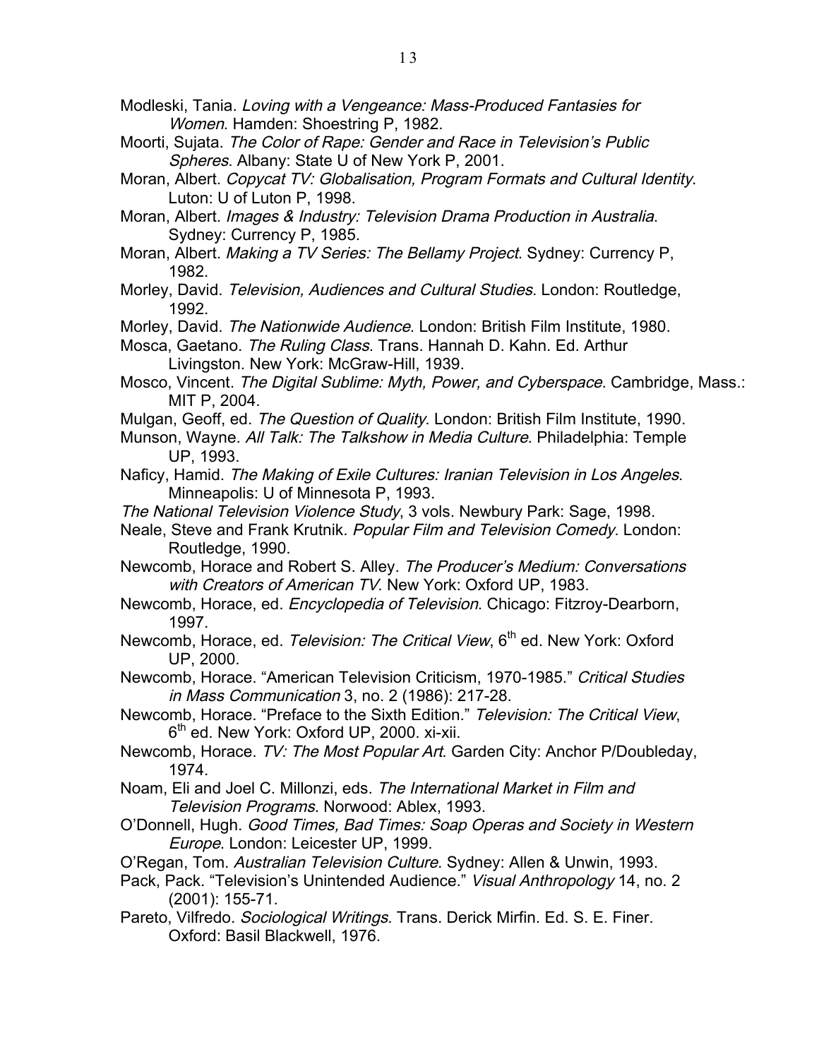Modleski, Tania. *Loving with a Vengeance: Mass-Produced Fantasies for Women*. Hamden: Shoestring P, 1982.

Moorti, Sujata. *The Color of Rape: Gender and Race in Television's Public Spheres*. Albany: State U of New York P, 2001.

Moran, Albert. *Copycat TV: Globalisation, Program Formats and Cultural Identity*. Luton: U of Luton P, 1998.

Moran, Albert. *Images & Industry: Television Drama Production in Australia*. Sydney: Currency P, 1985.

Moran, Albert. *Making a TV Series: The Bellamy Project*. Sydney: Currency P, 1982.

Morley, David. *Television, Audiences and Cultural Studies*. London: Routledge, 1992.

Morley, David. *The Nationwide Audience*. London: British Film Institute, 1980.

Mosca, Gaetano. *The Ruling Class*. Trans. Hannah D. Kahn. Ed. Arthur Livingston. New York: McGraw-Hill, 1939.

Mosco, Vincent. *The Digital Sublime: Myth, Power, and Cyberspace*. Cambridge, Mass.: MIT P, 2004.

Mulgan, Geoff, ed. *The Question of Quality*. London: British Film Institute, 1990.

Munson, Wayne. *All Talk: The Talkshow in Media Culture*. Philadelphia: Temple UP, 1993.

Naficy, Hamid. *The Making of Exile Cultures: Iranian Television in Los Angeles*. Minneapolis: U of Minnesota P, 1993.

*The National Television Violence Study*, 3 vols. Newbury Park: Sage, 1998.

Neale, Steve and Frank Krutnik. *Popular Film and Television Comedy*. London: Routledge, 1990.

Newcomb, Horace and Robert S. Alley. *The Producer's Medium: Conversations with Creators of American TV*. New York: Oxford UP, 1983.

Newcomb, Horace, ed. *Encyclopedia of Television*. Chicago: Fitzroy-Dearborn, 1997.

Newcomb, Horace, ed. *Television: The Critical View*, 6th ed. New York: Oxford UP, 2000.

Newcomb, Horace. "American Television Criticism, 1970-1985." *Critical Studies in Mass Communication* 3, no. 2 (1986): 217-28.

Newcomb, Horace. "Preface to the Sixth Edition." *Television: The Critical View*, 6th ed. New York: Oxford UP, 2000. xi-xii.

Newcomb, Horace. *TV: The Most Popular Art*. Garden City: Anchor P/Doubleday, 1974.

Noam, Eli and Joel C. Millonzi, eds. *The International Market in Film and Television Programs*. Norwood: Ablex, 1993.

O'Donnell, Hugh. *Good Times, Bad Times: Soap Operas and Society in Western Europe*. London: Leicester UP, 1999.

O'Regan, Tom. *Australian Television Culture*. Sydney: Allen & Unwin, 1993.

Pack, Pack. "Television's Unintended Audience." *Visual Anthropology* 14, no. 2 (2001): 155-71.

Pareto, Vilfredo. *Sociological Writings*. Trans. Derick Mirfin. Ed. S. E. Finer. Oxford: Basil Blackwell, 1976.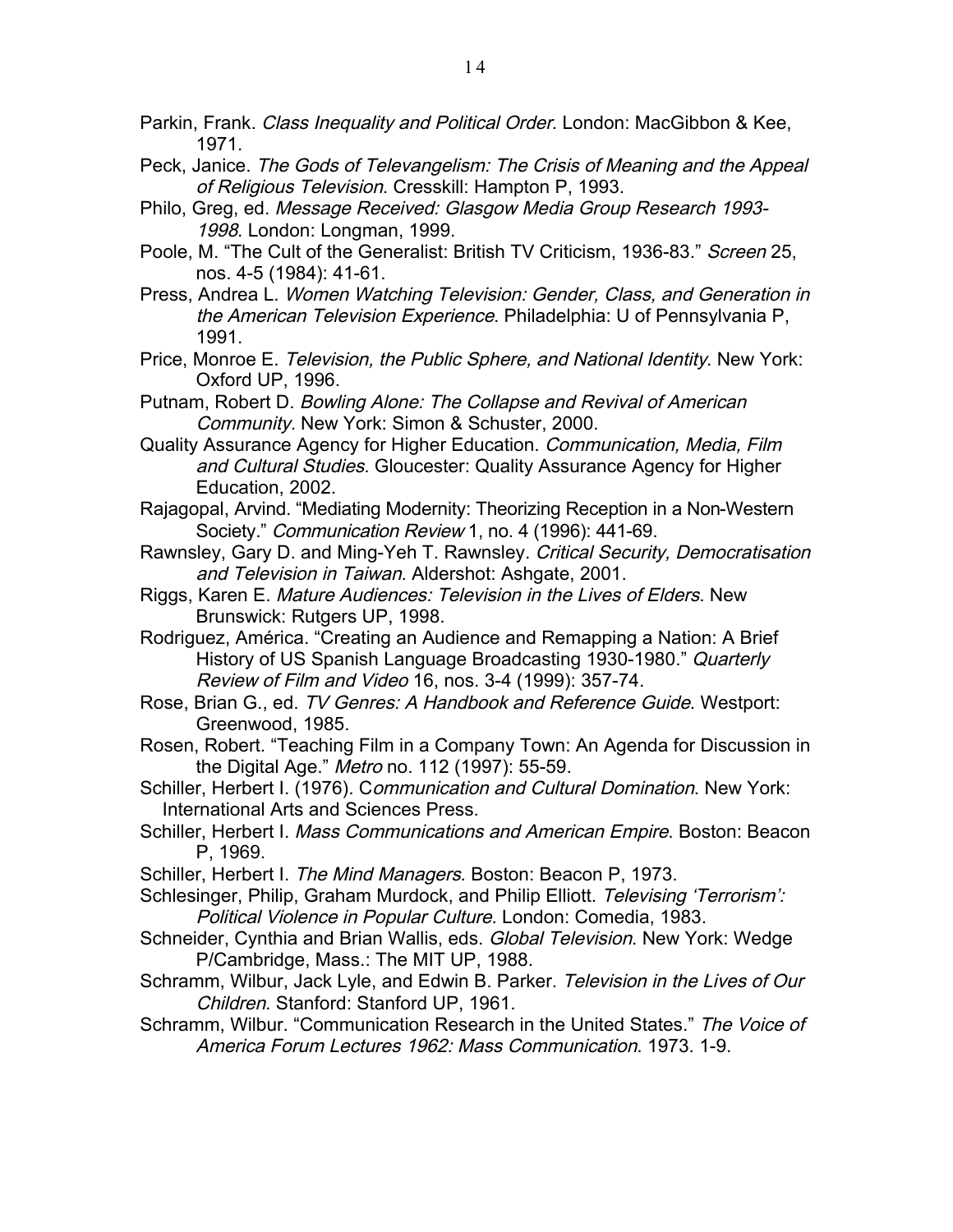Parkin, Frank. *Class Inequality and Political Order*. London: MacGibbon & Kee, 1971.

Peck, Janice. *The Gods of Televangelism: The Crisis of Meaning and the Appeal of Religious Television*. Cresskill: Hampton P, 1993.

Philo, Greg, ed. *Message Received: Glasgow Media Group Research 1993-1998*. London: Longman, 1999.

Poole, M. "The Cult of the Generalist: British TV Criticism, 1936-83." *Screen* 25, nos. 4-5 (1984): 41-61.

Press, Andrea L. *Women Watching Television: Gender, Class, and Generation in the American Television Experience*. Philadelphia: U of Pennsylvania P, 1991.

Price, Monroe E. *Television, the Public Sphere, and National Identity*. New York: Oxford UP, 1996.

Putnam, Robert D. *Bowling Alone: The Collapse and Revival of American Community.* New York: Simon & Schuster, 2000.

Quality Assurance Agency for Higher Education. *Communication, Media, Film and Cultural Studies*. Gloucester: Quality Assurance Agency for Higher Education, 2002.

Rajagopal, Arvind. "Mediating Modernity: Theorizing Reception in a Non-Western Society." *Communication Review* 1, no. 4 (1996): 441-69.

Rawnsley, Gary D. and Ming-Yeh T. Rawnsley. *Critical Security, Democratisation and Television in Taiwan*. Aldershot: Ashgate, 2001.

Riggs, Karen E. *Mature Audiences: Television in the Lives of Elders*. New Brunswick: Rutgers UP, 1998.

Rodriguez, América. "Creating an Audience and Remapping a Nation: A Brief History of US Spanish Language Broadcasting 1930-1980." *Quarterly Review of Film and Video* 16, nos. 3-4 (1999): 357-74.

Rose, Brian G., ed. *TV Genres: A Handbook and Reference Guide*. Westport: Greenwood, 1985.

Rosen, Robert. "Teaching Film in a Company Town: An Agenda for Discussion in the Digital Age." *Metro* no. 112 (1997): 55-59.

Schiller, Herbert I. (1976). C*ommunication and Cultural Domination*. New York: International Arts and Sciences Press.

Schiller, Herbert I. *Mass Communications and American Empire*. Boston: Beacon P, 1969.

Schiller, Herbert I. *The Mind Managers*. Boston: Beacon P, 1973.

Schlesinger, Philip, Graham Murdock, and Philip Elliott. *Televising 'Terrorism': Political Violence in Popular Culture.* London: Comedia, 1983.

Schneider, Cynthia and Brian Wallis, eds. *Global Television*. New York: Wedge P/Cambridge, Mass.: The MIT UP, 1988.

Schramm, Wilbur, Jack Lyle, and Edwin B. Parker. *Television in the Lives of Our Children*. Stanford: Stanford UP, 1961.

Schramm, Wilbur. "Communication Research in the United States." *The Voice of America Forum Lectures 1962: Mass Communication*. 1973. 1-9.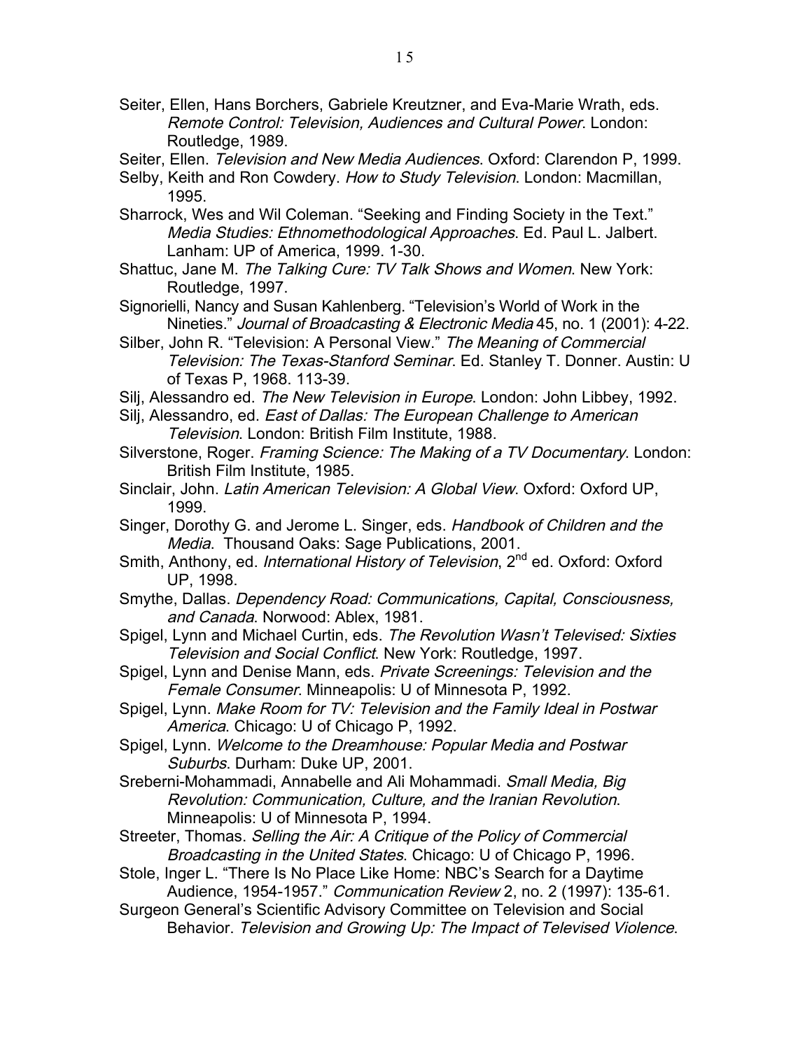Seiter, Ellen, Hans Borchers, Gabriele Kreutzner, and Eva-Marie Wrath, eds. *Remote Control: Television, Audiences and Cultural Power*. London: Routledge, 1989.

Seiter, Ellen. *Television and New Media Audiences*. Oxford: Clarendon P, 1999.

Selby, Keith and Ron Cowdery. *How to Study Television*. London: Macmillan, 1995.

Sharrock, Wes and Wil Coleman. "Seeking and Finding Society in the Text." *Media Studies: Ethnomethodological Approaches*. Ed. Paul L. Jalbert. Lanham: UP of America, 1999. 1-30.

Shattuc, Jane M. *The Talking Cure: TV Talk Shows and Women*. New York: Routledge, 1997.

Signorielli, Nancy and Susan Kahlenberg. "Television's World of Work in the Nineties." *Journal of Broadcasting & Electronic Media* 45, no. 1 (2001): 4-22.

Silber, John R. "Television: A Personal View." *The Meaning of Commercial Television: The Texas-Stanford Seminar*. Ed. Stanley T. Donner. Austin: U of Texas P, 1968. 113-39.

Silj, Alessandro ed. *The New Television in Europe*. London: John Libbey, 1992.

Silj, Alessandro, ed. *East of Dallas: The European Challenge to American Television*. London: British Film Institute, 1988.

Silverstone, Roger. *Framing Science: The Making of a TV Documentary*. London: British Film Institute, 1985.

Sinclair, John. *Latin American Television: A Global View*. Oxford: Oxford UP, 1999.

Singer, Dorothy G. and Jerome L. Singer, eds. *Handbook of Children and the Media*. Thousand Oaks: Sage Publications, 2001.

Smith, Anthony, ed. *International History of Television*, 2nd ed. Oxford: Oxford UP, 1998.

Smythe, Dallas. *Dependency Road: Communications, Capital, Consciousness, and Canada*. Norwood: Ablex, 1981.

Spigel, Lynn and Michael Curtin, eds. *The Revolution Wasn't Televised: Sixties Television and Social Conflict*. New York: Routledge, 1997.

Spigel, Lynn and Denise Mann, eds. *Private Screenings: Television and the Female Consumer*. Minneapolis: U of Minnesota P, 1992.

Spigel, Lynn. *Make Room for TV: Television and the Family Ideal in Postwar America*. Chicago: U of Chicago P, 1992.

Spigel, Lynn. *Welcome to the Dreamhouse: Popular Media and Postwar Suburbs*. Durham: Duke UP, 2001.

Sreberni-Mohammadi, Annabelle and Ali Mohammadi. *Small Media, Big Revolution: Communication, Culture, and the Iranian Revolution*. Minneapolis: U of Minnesota P, 1994.

Streeter, Thomas. *Selling the Air: A Critique of the Policy of Commercial Broadcasting in the United States*. Chicago: U of Chicago P, 1996.

Stole, Inger L. "There Is No Place Like Home: NBC's Search for a Daytime Audience, 1954-1957." *Communication Review* 2, no. 2 (1997): 135-61.

Surgeon General's Scientific Advisory Committee on Television and Social Behavior. *Television and Growing Up: The Impact of Televised Violence*.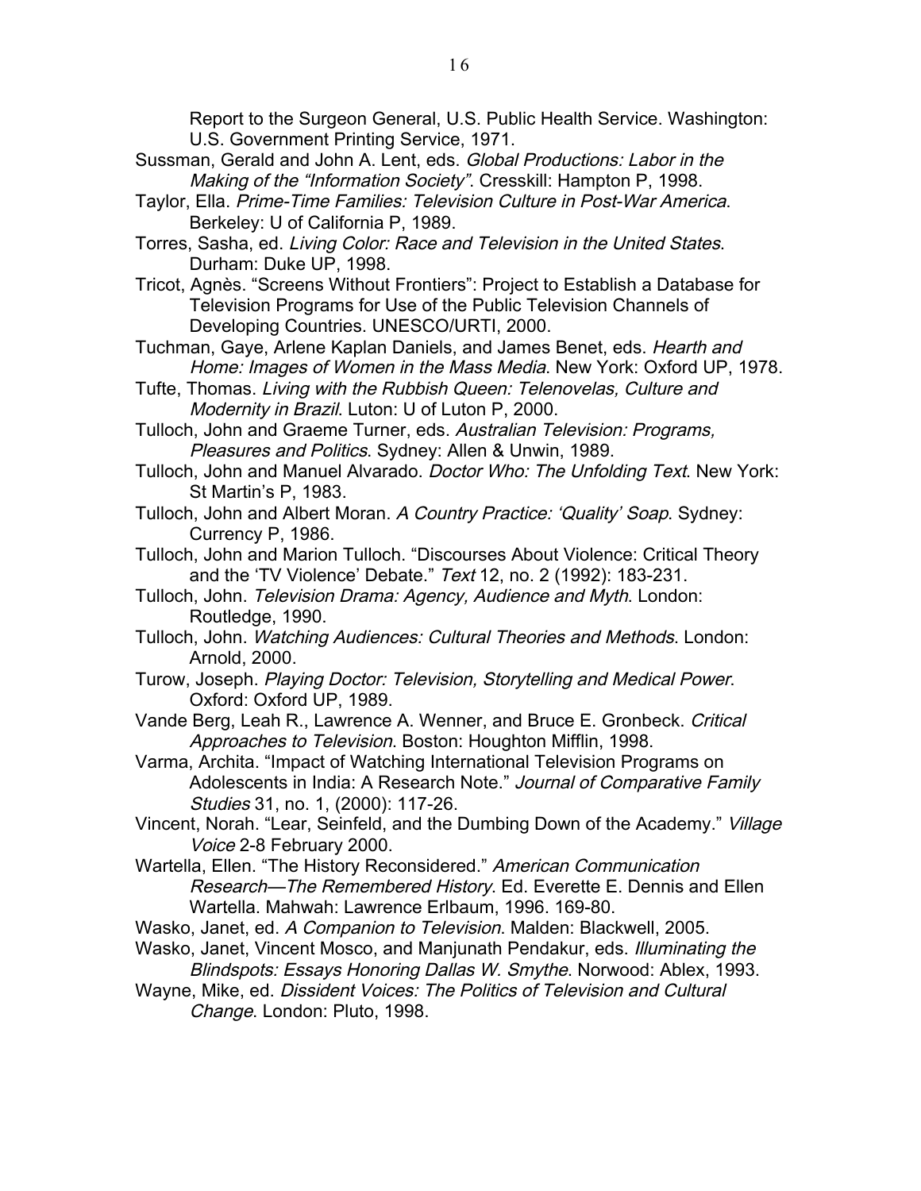Report to the Surgeon General, U.S. Public Health Service. Washington: U.S. Government Printing Service, 1971.

Sussman, Gerald and John A. Lent, eds. *Global Productions: Labor in the Making of the "Information Society"*. Cresskill: Hampton P, 1998.

Taylor, Ella. *Prime-Time Families: Television Culture in Post-War America*. Berkeley: U of California P, 1989.

Torres, Sasha, ed. *Living Color: Race and Television in the United States*. Durham: Duke UP, 1998.

Tricot, Agnès. "Screens Without Frontiers": Project to Establish a Database for Television Programs for Use of the Public Television Channels of Developing Countries. UNESCO/URTI, 2000.

Tuchman, Gaye, Arlene Kaplan Daniels, and James Benet, eds. *Hearth and Home: Images of Women in the Mass Media*. New York: Oxford UP, 1978.

Tufte, Thomas. *Living with the Rubbish Queen: Telenovelas, Culture and Modernity in Brazil*. Luton: U of Luton P, 2000.

Tulloch, John and Graeme Turner, eds. *Australian Television: Programs, Pleasures and Politics*. Sydney: Allen & Unwin, 1989.

Tulloch, John and Manuel Alvarado. *Doctor Who: The Unfolding Text*. New York: St Martin's P, 1983.

Tulloch, John and Albert Moran. *A Country Practice: 'Quality' Soap*. Sydney: Currency P, 1986.

Tulloch, John and Marion Tulloch. "Discourses About Violence: Critical Theory and the 'TV Violence' Debate." *Text* 12, no. 2 (1992): 183-231.

Tulloch, John. *Television Drama: Agency, Audience and Myth*. London: Routledge, 1990.

Tulloch, John. *Watching Audiences: Cultural Theories and Methods*. London: Arnold, 2000.

Turow, Joseph. *Playing Doctor: Television, Storytelling and Medical Power*. Oxford: Oxford UP, 1989.

Vande Berg, Leah R., Lawrence A. Wenner, and Bruce E. Gronbeck. *Critical Approaches to Television*. Boston: Houghton Mifflin, 1998.

Varma, Archita. "Impact of Watching International Television Programs on Adolescents in India: A Research Note." *Journal of Comparative Family Studies* 31, no. 1, (2000): 117-26.

Vincent, Norah. "Lear, Seinfeld, and the Dumbing Down of the Academy." *Village Voice* 2-8 February 2000.

Wartella, Ellen. "The History Reconsidered." *American Communication Research—The Remembered History*. Ed. Everette E. Dennis and Ellen Wartella. Mahwah: Lawrence Erlbaum, 1996. 169-80.

Wasko, Janet, ed. *A Companion to Television*. Malden: Blackwell, 2005.

Wasko, Janet, Vincent Mosco, and Manjunath Pendakur, eds. *Illuminating the Blindspots: Essays Honoring Dallas W. Smythe*. Norwood: Ablex, 1993.

Wayne, Mike, ed. *Dissident Voices: The Politics of Television and Cultural Change*. London: Pluto, 1998.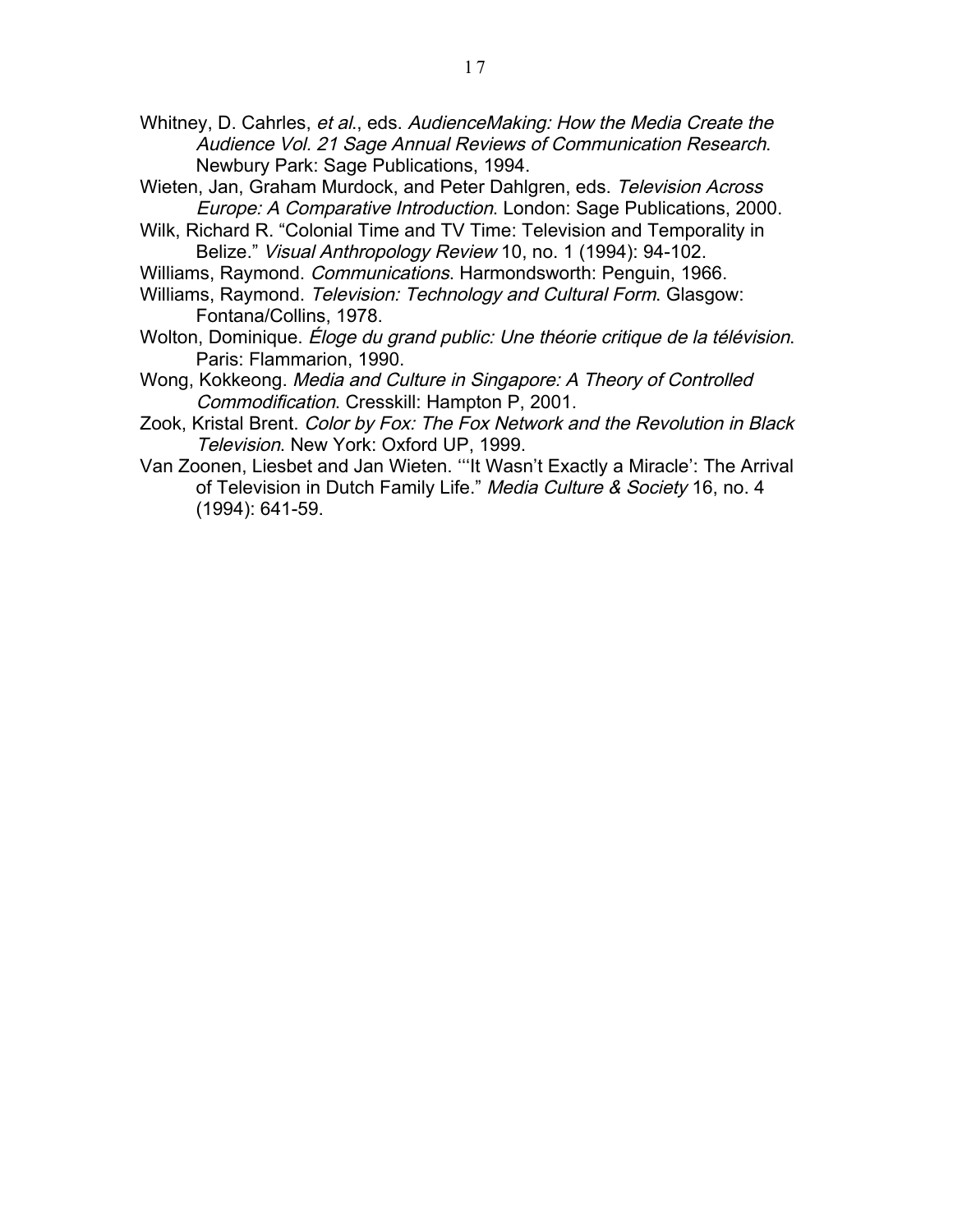Whitney, D. Cahrles, *et al*., eds. *AudienceMaking: How the Media Create the Audience Vol. 21 Sage Annual Reviews of Communication Research*. Newbury Park: Sage Publications, 1994.

Wieten, Jan, Graham Murdock, and Peter Dahlgren, eds. *Television Across Europe: A Comparative Introduction*. London: Sage Publications, 2000.

Wilk, Richard R. "Colonial Time and TV Time: Television and Temporality in Belize." *Visual Anthropology Review* 10, no. 1 (1994): 94-102.

Williams, Raymond. *Communications*. Harmondsworth: Penguin, 1966.

Williams, Raymond. *Television: Technology and Cultural Form*. Glasgow: Fontana/Collins, 1978.

Wolton, Dominique. *Éloge du grand public: Une théorie critique de la télévision*. Paris: Flammarion, 1990.

Wong, Kokkeong. *Media and Culture in Singapore: A Theory of Controlled Commodification*. Cresskill: Hampton P, 2001.

Zook, Kristal Brent. *Color by Fox: The Fox Network and the Revolution in Black Television*. New York: Oxford UP, 1999.

Van Zoonen, Liesbet and Jan Wieten. "'It Wasn't Exactly a Miracle': The Arrival of Television in Dutch Family Life." *Media Culture & Society* 16, no. 4 (1994): 641-59.